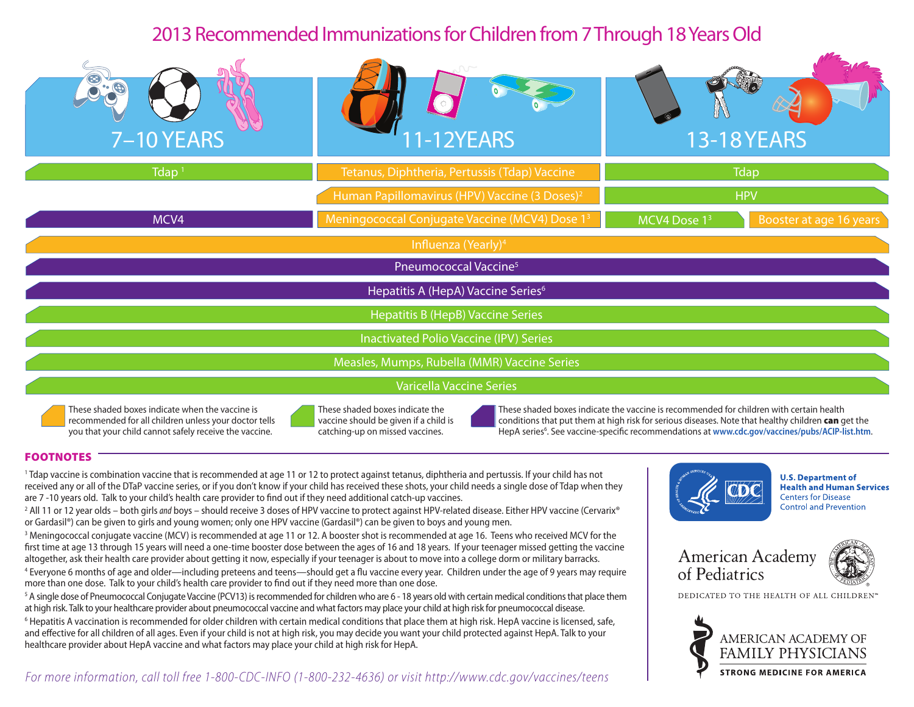# 2013 Recommended Immunizations for Children from 7 Through 18 Years Old

| 7–10 YEARS | 11-12 YEARS | 13-18 YEARS | |
|---|---|---|---|
| Tdap [1] | Tetanus, Diphtheria, Pertussis (Tdap) Vaccine | Tdap | |
| | Human Papillomavirus (HPV) Vaccine (3 Doses)[2] | HPV | |
| MCV4 | Meningococcal Conjugate Vaccine (MCV4) Dose 1[3] | MCV4 Dose 1[3] | Booster at age 16 years |
| Influenza (Yearly)[4] | | | |
| Pneumococcal Vaccine[5] | | | |
| Hepatitis A (HepA) Vaccine Series[6] | | | |
| Hepatitis B (HepB) Vaccine Series | | | |
| Inactivated Polio Vaccine (IPV) Series | | | |
| Measles, Mumps, Rubella (MMR) Vaccine Series | | | |
| Varicella Vaccine Series | | | |

- These shaded boxes indicate when the vaccine is recommended for all children unless your doctor tells you that your child cannot safely receive the vaccine.
- These shaded boxes indicate the vaccine should be given if a child is catching-up on missed vaccines.
- These shaded boxes indicate the vaccine is recommended for children with certain health conditions that put them at high risk for serious diseases. Note that healthy children **can** get the HepA series[6]. See vaccine-specific recommendations at **www.cdc.gov/vaccines/pubs/ACIP-list.htm**.

## FOOTNOTES

[1] Tdap vaccine is combination vaccine that is recommended at age 11 or 12 to protect against tetanus, diphtheria and pertussis. If your child has not received any or all of the DTaP vaccine series, or if you don't know if your child has received these shots, your child needs a single dose of Tdap when they are 7 -10 years old. Talk to your child's health care provider to find out if they need additional catch-up vaccines.

[2] All 11 or 12 year olds – both girls *and* boys – should receive 3 doses of HPV vaccine to protect against HPV-related disease. Either HPV vaccine (Cervarix®) or Gardasil®) can be given to girls and young women; only one HPV vaccine (Gardasil®) can be given to boys and young men.

[3] Meningococcal conjugate vaccine (MCV) is recommended at age 11 or 12. A booster shot is recommended at age 16. Teens who received MCV for the first time at age 13 through 15 years will need a one-time booster dose between the ages of 16 and 18 years. If your teenager missed getting the vaccine altogether, ask their health care provider about getting it now, especially if your teenager is about to move into a college dorm or military barracks.

[4] Everyone 6 months of age and older—including preteens and teens—should get a flu vaccine every year. Children under the age of 9 years may require more than one dose. Talk to your child's health care provider to find out if they need more than one dose.

[5] A single dose of Pneumococcal Conjugate Vaccine (PCV13) is recommended for children who are 6 - 18 years old with certain medical conditions that place them at high risk. Talk to your healthcare provider about pneumococcal vaccine and what factors may place your child at high risk for pneumococcal disease.

[6] Hepatitis A vaccination is recommended for older children with certain medical conditions that place them at high risk. HepA vaccine is licensed, safe, and effective for all children of all ages. Even if your child is not at high risk, you may decide you want your child protected against HepA. Talk to your healthcare provider about HepA vaccine and what factors may place your child at high risk for HepA.

*For more information, call toll free 1-800-CDC-INFO (1-800-232-4636) or visit http://www.cdc.gov/vaccines/teens*

**U.S. Department of Health and Human Services**
Centers for Disease Control and Prevention

American Academy of Pediatrics
DEDICATED TO THE HEALTH OF ALL CHILDREN™

AMERICAN ACADEMY OF FAMILY PHYSICIANS
STRONG MEDICINE FOR AMERICA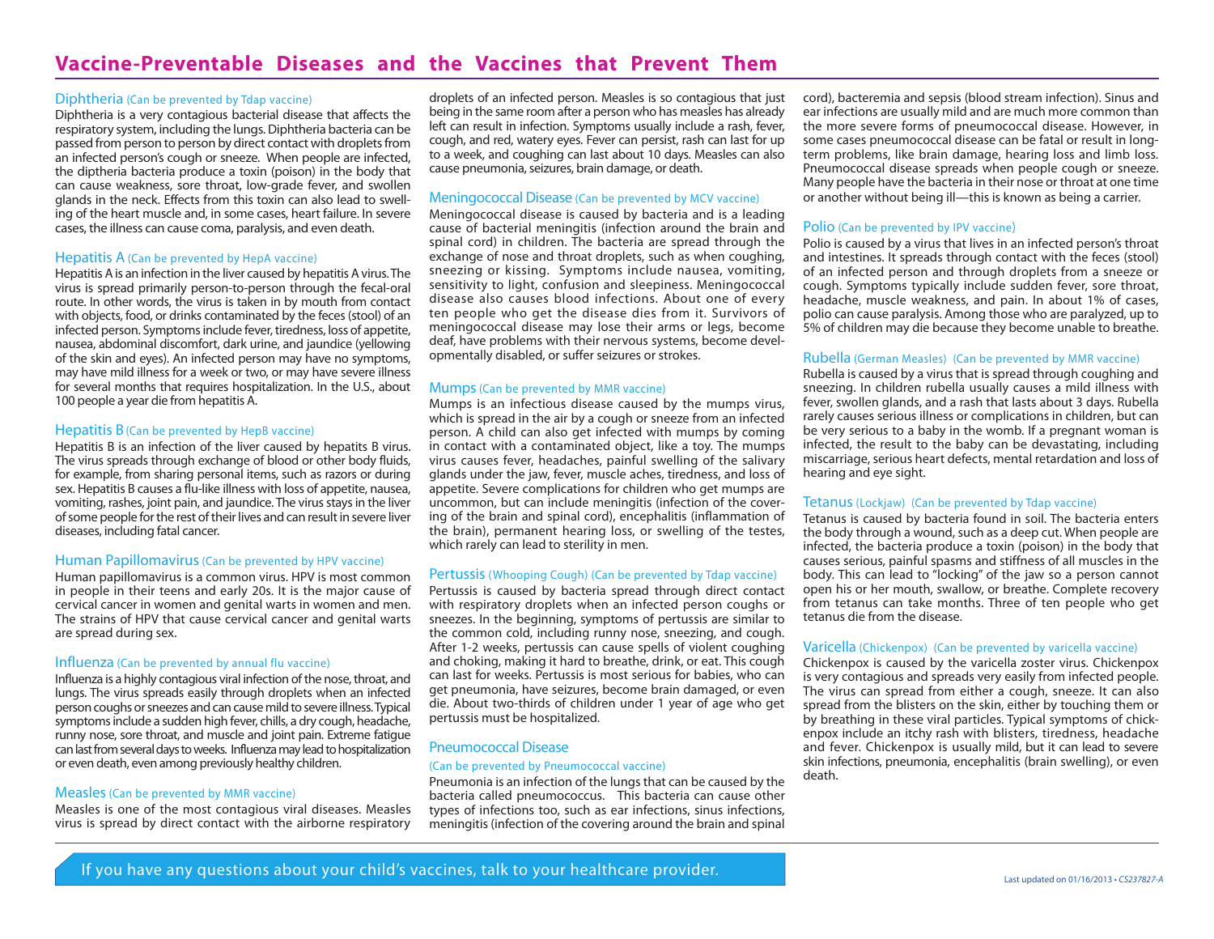# Vaccine-Preventable Diseases and the Vaccines that Prevent Them

## Diphtheria (Can be prevented by Tdap vaccine)

Diphtheria is a very contagious bacterial disease that affects the respiratory system, including the lungs. Diphtheria bacteria can be passed from person to person by direct contact with droplets from an infected person's cough or sneeze. When people are infected, the diptheria bacteria produce a toxin (poison) in the body that can cause weakness, sore throat, low-grade fever, and swollen glands in the neck. Effects from this toxin can also lead to swelling of the heart muscle and, in some cases, heart failure. In severe cases, the illness can cause coma, paralysis, and even death.

## Hepatitis A (Can be prevented by HepA vaccine)

Hepatitis A is an infection in the liver caused by hepatitis A virus. The virus is spread primarily person-to-person through the fecal-oral route. In other words, the virus is taken in by mouth from contact with objects, food, or drinks contaminated by the feces (stool) of an infected person. Symptoms include fever, tiredness, loss of appetite, nausea, abdominal discomfort, dark urine, and jaundice (yellowing of the skin and eyes). An infected person may have no symptoms, may have mild illness for a week or two, or may have severe illness for several months that requires hospitalization. In the U.S., about 100 people a year die from hepatitis A.

## Hepatitis B (Can be prevented by HepB vaccine)

Hepatitis B is an infection of the liver caused by hepatits B virus. The virus spreads through exchange of blood or other body fluids, for example, from sharing personal items, such as razors or during sex. Hepatitis B causes a flu-like illness with loss of appetite, nausea, vomiting, rashes, joint pain, and jaundice. The virus stays in the liver of some people for the rest of their lives and can result in severe liver diseases, including fatal cancer.

## Human Papillomavirus (Can be prevented by HPV vaccine)

Human papillomavirus is a common virus. HPV is most common in people in their teens and early 20s. It is the major cause of cervical cancer in women and genital warts in women and men. The strains of HPV that cause cervical cancer and genital warts are spread during sex.

## Influenza (Can be prevented by annual flu vaccine)

Influenza is a highly contagious viral infection of the nose, throat, and lungs. The virus spreads easily through droplets when an infected person coughs or sneezes and can cause mild to severe illness. Typical symptoms include a sudden high fever, chills, a dry cough, headache, runny nose, sore throat, and muscle and joint pain. Extreme fatigue can last from several days to weeks. Influenza may lead to hospitalization or even death, even among previously healthy children.

## Measles (Can be prevented by MMR vaccine)

Measles is one of the most contagious viral diseases. Measles virus is spread by direct contact with the airborne respiratory droplets of an infected person. Measles is so contagious that just being in the same room after a person who has measles has already left can result in infection. Symptoms usually include a rash, fever, cough, and red, watery eyes. Fever can persist, rash can last for up to a week, and coughing can last about 10 days. Measles can also cause pneumonia, seizures, brain damage, or death.

## Meningococcal Disease (Can be prevented by MCV vaccine)

Meningococcal disease is caused by bacteria and is a leading cause of bacterial meningitis (infection around the brain and spinal cord) in children. The bacteria are spread through the exchange of nose and throat droplets, such as when coughing, sneezing or kissing. Symptoms include nausea, vomiting, sensitivity to light, confusion and sleepiness. Meningococcal disease also causes blood infections. About one of every ten people who get the disease dies from it. Survivors of meningococcal disease may lose their arms or legs, become deaf, have problems with their nervous systems, become developmentally disabled, or suffer seizures or strokes.

## Mumps (Can be prevented by MMR vaccine)

Mumps is an infectious disease caused by the mumps virus, which is spread in the air by a cough or sneeze from an infected person. A child can also get infected with mumps by coming in contact with a contaminated object, like a toy. The mumps virus causes fever, headaches, painful swelling of the salivary glands under the jaw, fever, muscle aches, tiredness, and loss of appetite. Severe complications for children who get mumps are uncommon, but can include meningitis (infection of the covering of the brain and spinal cord), encephalitis (inflammation of the brain), permanent hearing loss, or swelling of the testes, which rarely can lead to sterility in men.

## Pertussis (Whooping Cough) (Can be prevented by Tdap vaccine)

Pertussis is caused by bacteria spread through direct contact with respiratory droplets when an infected person coughs or sneezes. In the beginning, symptoms of pertussis are similar to the common cold, including runny nose, sneezing, and cough. After 1-2 weeks, pertussis can cause spells of violent coughing and choking, making it hard to breathe, drink, or eat. This cough can last for weeks. Pertussis is most serious for babies, who can get pneumonia, have seizures, become brain damaged, or even die. About two-thirds of children under 1 year of age who get pertussis must be hospitalized.

## Pneumococcal Disease

(Can be prevented by Pneumococcal vaccine)

Pneumonia is an infection of the lungs that can be caused by the bacteria called pneumococcus. This bacteria can cause other types of infections too, such as ear infections, sinus infections, meningitis (infection of the covering around the brain and spinal cord), bacteremia and sepsis (blood stream infection). Sinus and ear infections are usually mild and are much more common than the more severe forms of pneumococcal disease. However, in some cases pneumococcal disease can be fatal or result in long-term problems, like brain damage, hearing loss and limb loss. Pneumococcal disease spreads when people cough or sneeze. Many people have the bacteria in their nose or throat at one time or another without being ill—this is known as being a carrier.

## Polio (Can be prevented by IPV vaccine)

Polio is caused by a virus that lives in an infected person's throat and intestines. It spreads through contact with the feces (stool) of an infected person and through droplets from a sneeze or cough. Symptoms typically include sudden fever, sore throat, headache, muscle weakness, and pain. In about 1% of cases, polio can cause paralysis. Among those who are paralyzed, up to 5% of children may die because they become unable to breathe.

## Rubella (German Measles) (Can be prevented by MMR vaccine)

Rubella is caused by a virus that is spread through coughing and sneezing. In children rubella usually causes a mild illness with fever, swollen glands, and a rash that lasts about 3 days. Rubella rarely causes serious illness or complications in children, but can be very serious to a baby in the womb. If a pregnant woman is infected, the result to the baby can be devastating, including miscarriage, serious heart defects, mental retardation and loss of hearing and eye sight.

## Tetanus (Lockjaw) (Can be prevented by Tdap vaccine)

Tetanus is caused by bacteria found in soil. The bacteria enters the body through a wound, such as a deep cut. When people are infected, the bacteria produce a toxin (poison) in the body that causes serious, painful spasms and stiffness of all muscles in the body. This can lead to "locking" of the jaw so a person cannot open his or her mouth, swallow, or breathe. Complete recovery from tetanus can take months. Three of ten people who get tetanus die from the disease.

## Varicella (Chickenpox) (Can be prevented by varicella vaccine)

Chickenpox is caused by the varicella zoster virus. Chickenpox is very contagious and spreads very easily from infected people. The virus can spread from either a cough, sneeze. It can also spread from the blisters on the skin, either by touching them or by breathing in these viral particles. Typical symptoms of chickenpox include an itchy rash with blisters, tiredness, headache and fever. Chickenpox is usually mild, but it can lead to severe skin infections, pneumonia, encephalitis (brain swelling), or even death.

If you have any questions about your child's vaccines, talk to your healthcare provider.

Last updated on 01/16/2013 • *CS237827-A*